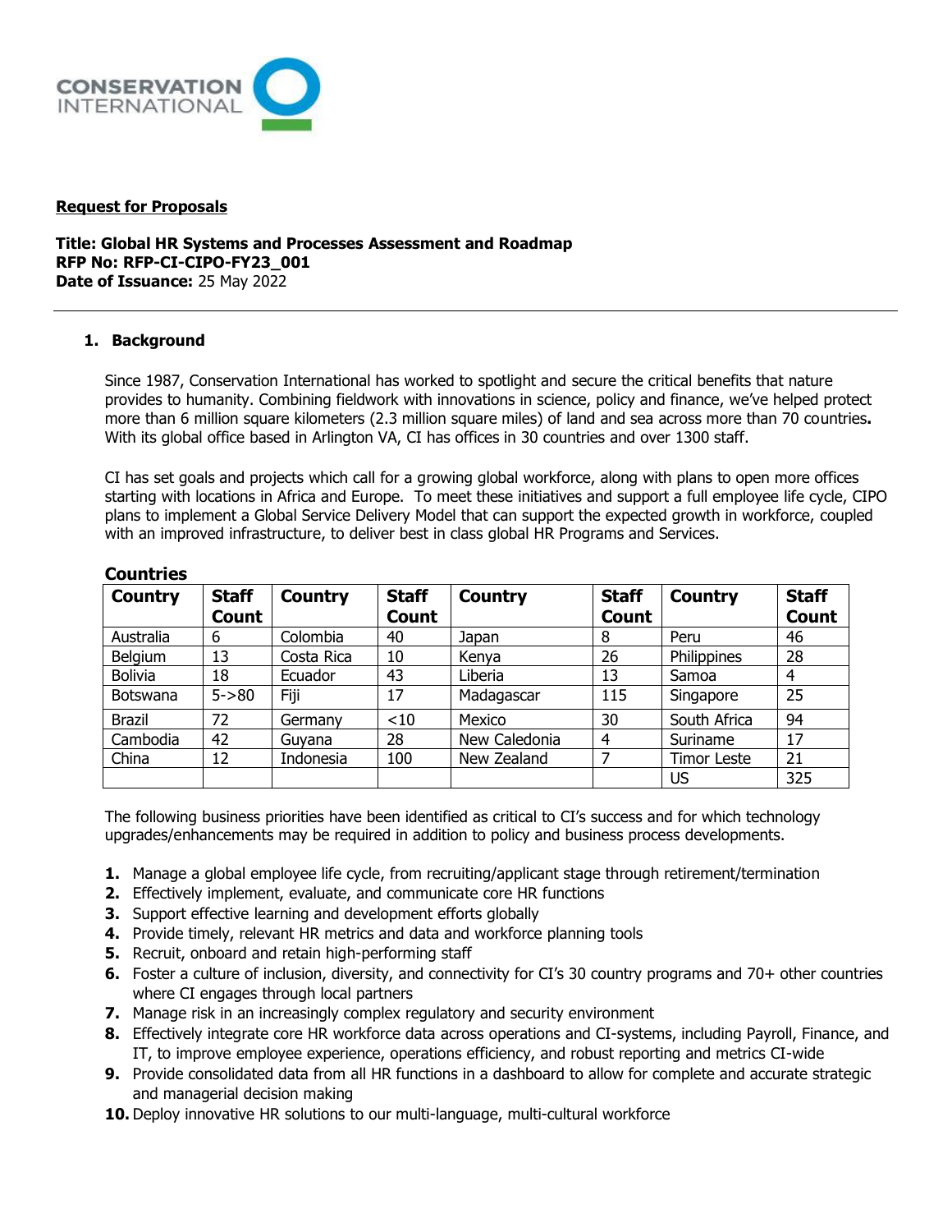**Request for Proposals**

**Title: Global HR Systems and Processes Assessment and Roadmap**
**RFP No: RFP-CI-CIPO-FY23_001**
**Date of Issuance:** 25 May 2022

## 1. Background

Since 1987, Conservation International has worked to spotlight and secure the critical benefits that nature provides to humanity. Combining fieldwork with innovations in science, policy and finance, we've helped protect more than 6 million square kilometers (2.3 million square miles) of land and sea across more than 70 countries**.** With its global office based in Arlington VA, CI has offices in 30 countries and over 1300 staff.

CI has set goals and projects which call for a growing global workforce, along with plans to open more offices starting with locations in Africa and Europe. To meet these initiatives and support a full employee life cycle, CIPO plans to implement a Global Service Delivery Model that can support the expected growth in workforce, coupled with an improved infrastructure, to deliver best in class global HR Programs and Services.

**Countries**

| Country | Staff Count | Country | Staff Count | Country | Staff Count | Country | Staff Count |
|---|---|---|---|---|---|---|---|
| Australia | 6 | Colombia | 40 | Japan | 8 | Peru | 46 |
| Belgium | 13 | Costa Rica | 10 | Kenya | 26 | Philippines | 28 |
| Bolivia | 18 | Ecuador | 43 | Liberia | 13 | Samoa | 4 |
| Botswana | 5->80 | Fiji | 17 | Madagascar | 115 | Singapore | 25 |
| Brazil | 72 | Germany | <10 | Mexico | 30 | South Africa | 94 |
| Cambodia | 42 | Guyana | 28 | New Caledonia | 4 | Suriname | 17 |
| China | 12 | Indonesia | 100 | New Zealand | 7 | Timor Leste | 21 |
| | | | | | | US | 325 |

The following business priorities have been identified as critical to CI's success and for which technology upgrades/enhancements may be required in addition to policy and business process developments.

1. Manage a global employee life cycle, from recruiting/applicant stage through retirement/termination
2. Effectively implement, evaluate, and communicate core HR functions
3. Support effective learning and development efforts globally
4. Provide timely, relevant HR metrics and data and workforce planning tools
5. Recruit, onboard and retain high-performing staff
6. Foster a culture of inclusion, diversity, and connectivity for CI's 30 country programs and 70+ other countries where CI engages through local partners
7. Manage risk in an increasingly complex regulatory and security environment
8. Effectively integrate core HR workforce data across operations and CI-systems, including Payroll, Finance, and IT, to improve employee experience, operations efficiency, and robust reporting and metrics CI-wide
9. Provide consolidated data from all HR functions in a dashboard to allow for complete and accurate strategic and managerial decision making
10. Deploy innovative HR solutions to our multi-language, multi-cultural workforce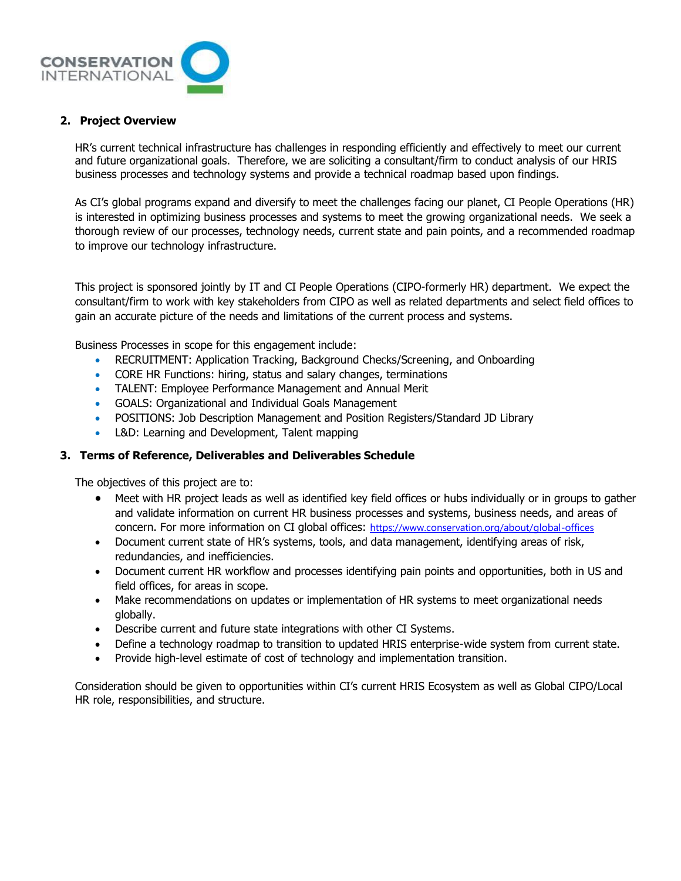## 2. Project Overview

HR's current technical infrastructure has challenges in responding efficiently and effectively to meet our current and future organizational goals. Therefore, we are soliciting a consultant/firm to conduct analysis of our HRIS business processes and technology systems and provide a technical roadmap based upon findings.

As CI's global programs expand and diversify to meet the challenges facing our planet, CI People Operations (HR) is interested in optimizing business processes and systems to meet the growing organizational needs. We seek a thorough review of our processes, technology needs, current state and pain points, and a recommended roadmap to improve our technology infrastructure.

This project is sponsored jointly by IT and CI People Operations (CIPO-formerly HR) department. We expect the consultant/firm to work with key stakeholders from CIPO as well as related departments and select field offices to gain an accurate picture of the needs and limitations of the current process and systems.

Business Processes in scope for this engagement include:

- RECRUITMENT: Application Tracking, Background Checks/Screening, and Onboarding
- CORE HR Functions: hiring, status and salary changes, terminations
- TALENT: Employee Performance Management and Annual Merit
- GOALS: Organizational and Individual Goals Management
- POSITIONS: Job Description Management and Position Registers/Standard JD Library
- L&D: Learning and Development, Talent mapping

## 3. Terms of Reference, Deliverables and Deliverables Schedule

The objectives of this project are to:

- Meet with HR project leads as well as identified key field offices or hubs individually or in groups to gather and validate information on current HR business processes and systems, business needs, and areas of concern. For more information on CI global offices: https://www.conservation.org/about/global-offices
- Document current state of HR's systems, tools, and data management, identifying areas of risk, redundancies, and inefficiencies.
- Document current HR workflow and processes identifying pain points and opportunities, both in US and field offices, for areas in scope.
- Make recommendations on updates or implementation of HR systems to meet organizational needs globally.
- Describe current and future state integrations with other CI Systems.
- Define a technology roadmap to transition to updated HRIS enterprise-wide system from current state.
- Provide high-level estimate of cost of technology and implementation transition.

Consideration should be given to opportunities within CI's current HRIS Ecosystem as well as Global CIPO/Local HR role, responsibilities, and structure.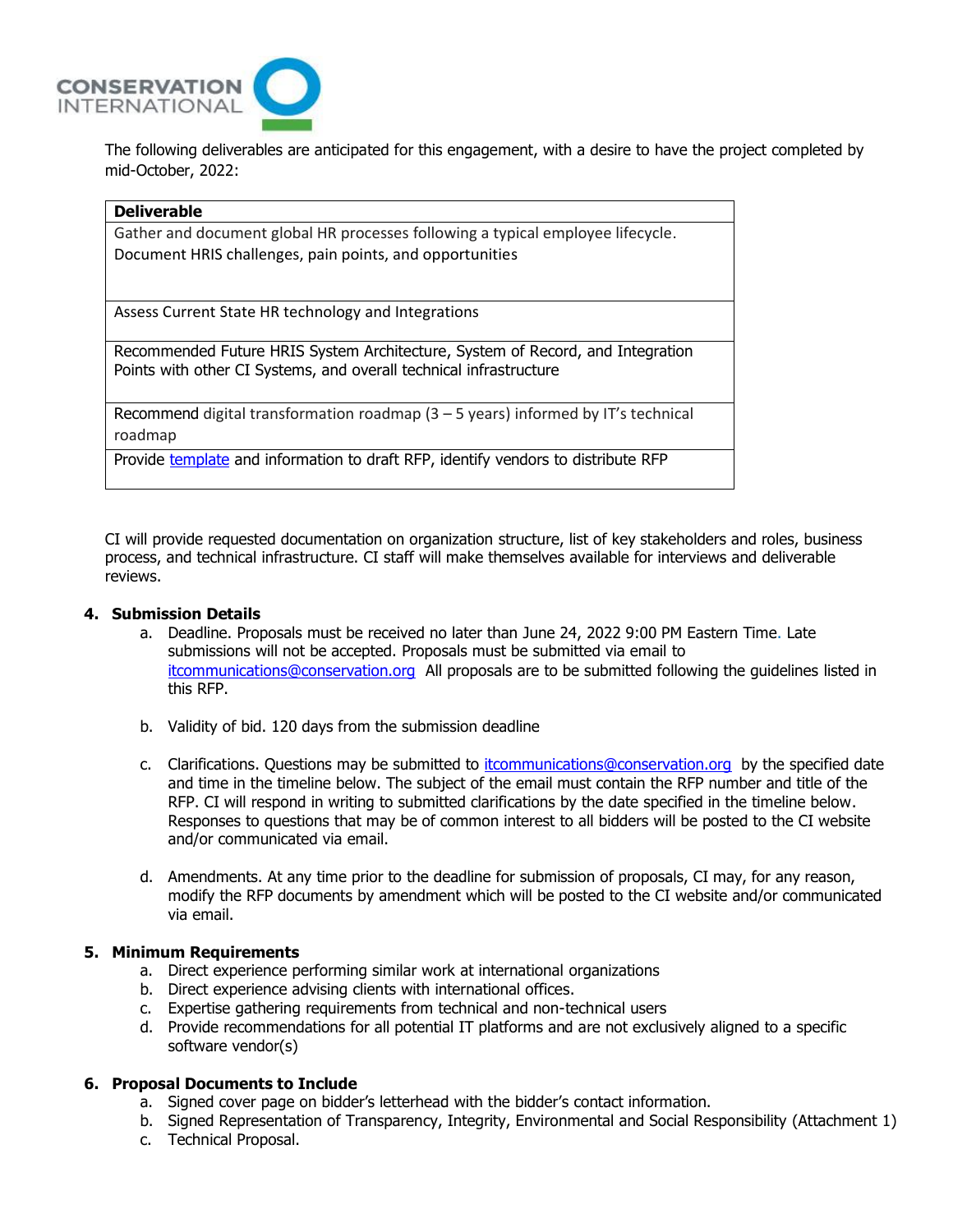The following deliverables are anticipated for this engagement, with a desire to have the project completed by mid-October, 2022:

| Deliverable |
| --- |
| Gather and document global HR processes following a typical employee lifecycle. Document HRIS challenges, pain points, and opportunities |
| Assess Current State HR technology and Integrations |
| Recommended Future HRIS System Architecture, System of Record, and Integration Points with other CI Systems, and overall technical infrastructure |
| Recommend digital transformation roadmap (3 – 5 years) informed by IT's technical roadmap |
| Provide [template]() and information to draft RFP, identify vendors to distribute RFP |

CI will provide requested documentation on organization structure, list of key stakeholders and roles, business process, and technical infrastructure. CI staff will make themselves available for interviews and deliverable reviews.

## 4. Submission Details

a. Deadline. Proposals must be received no later than June 24, 2022 9:00 PM Eastern Time. Late submissions will not be accepted. Proposals must be submitted via email to itcommunications@conservation.org All proposals are to be submitted following the guidelines listed in this RFP.

b. Validity of bid. 120 days from the submission deadline

c. Clarifications. Questions may be submitted to itcommunications@conservation.org by the specified date and time in the timeline below. The subject of the email must contain the RFP number and title of the RFP. CI will respond in writing to submitted clarifications by the date specified in the timeline below. Responses to questions that may be of common interest to all bidders will be posted to the CI website and/or communicated via email.

d. Amendments. At any time prior to the deadline for submission of proposals, CI may, for any reason, modify the RFP documents by amendment which will be posted to the CI website and/or communicated via email.

## 5. Minimum Requirements

a. Direct experience performing similar work at international organizations
b. Direct experience advising clients with international offices.
c. Expertise gathering requirements from technical and non-technical users
d. Provide recommendations for all potential IT platforms and are not exclusively aligned to a specific software vendor(s)

## 6. Proposal Documents to Include

a. Signed cover page on bidder's letterhead with the bidder's contact information.
b. Signed Representation of Transparency, Integrity, Environmental and Social Responsibility (Attachment 1)
c. Technical Proposal.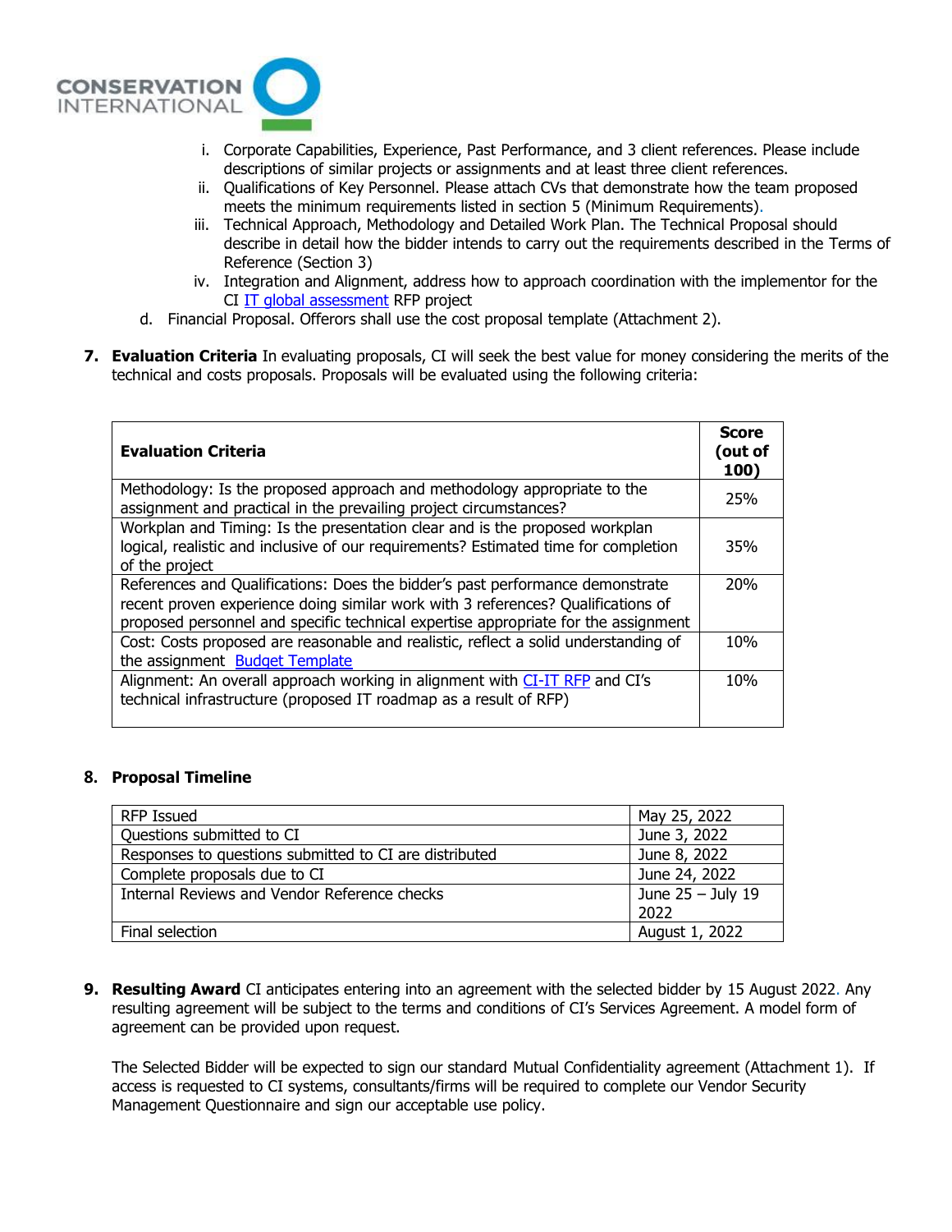i. Corporate Capabilities, Experience, Past Performance, and 3 client references. Please include descriptions of similar projects or assignments and at least three client references.
   ii. Qualifications of Key Personnel. Please attach CVs that demonstrate how the team proposed meets the minimum requirements listed in section 5 (Minimum Requirements).
   iii. Technical Approach, Methodology and Detailed Work Plan. The Technical Proposal should describe in detail how the bidder intends to carry out the requirements described in the Terms of Reference (Section 3)
   iv. Integration and Alignment, address how to approach coordination with the implementor for the CI IT global assessment RFP project

d. Financial Proposal. Offerors shall use the cost proposal template (Attachment 2).

7. **Evaluation Criteria** In evaluating proposals, CI will seek the best value for money considering the merits of the technical and costs proposals. Proposals will be evaluated using the following criteria:

| Evaluation Criteria | Score (out of 100) |
|---|---|
| Methodology: Is the proposed approach and methodology appropriate to the assignment and practical in the prevailing project circumstances? | 25% |
| Workplan and Timing: Is the presentation clear and is the proposed workplan logical, realistic and inclusive of our requirements? Estimated time for completion of the project | 35% |
| References and Qualifications: Does the bidder's past performance demonstrate recent proven experience doing similar work with 3 references? Qualifications of proposed personnel and specific technical expertise appropriate for the assignment | 20% |
| Cost: Costs proposed are reasonable and realistic, reflect a solid understanding of the assignment Budget Template | 10% |
| Alignment: An overall approach working in alignment with CI-IT RFP and CI's technical infrastructure (proposed IT roadmap as a result of RFP) | 10% |

8. **Proposal Timeline**

| | |
|---|---|
| RFP Issued | May 25, 2022 |
| Questions submitted to CI | June 3, 2022 |
| Responses to questions submitted to CI are distributed | June 8, 2022 |
| Complete proposals due to CI | June 24, 2022 |
| Internal Reviews and Vendor Reference checks | June 25 – July 19 2022 |
| Final selection | August 1, 2022 |

9. **Resulting Award** CI anticipates entering into an agreement with the selected bidder by 15 August 2022. Any resulting agreement will be subject to the terms and conditions of CI's Services Agreement. A model form of agreement can be provided upon request.

   The Selected Bidder will be expected to sign our standard Mutual Confidentiality agreement (Attachment 1). If access is requested to CI systems, consultants/firms will be required to complete our Vendor Security Management Questionnaire and sign our acceptable use policy.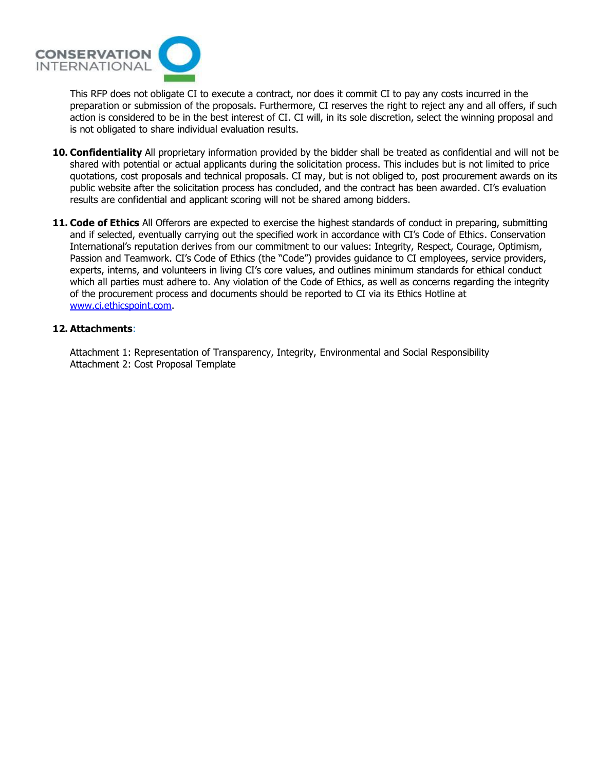This RFP does not obligate CI to execute a contract, nor does it commit CI to pay any costs incurred in the preparation or submission of the proposals. Furthermore, CI reserves the right to reject any and all offers, if such action is considered to be in the best interest of CI. CI will, in its sole discretion, select the winning proposal and is not obligated to share individual evaluation results.

10. **Confidentiality** All proprietary information provided by the bidder shall be treated as confidential and will not be shared with potential or actual applicants during the solicitation process. This includes but is not limited to price quotations, cost proposals and technical proposals. CI may, but is not obliged to, post procurement awards on its public website after the solicitation process has concluded, and the contract has been awarded. CI's evaluation results are confidential and applicant scoring will not be shared among bidders.

11. **Code of Ethics** All Offerors are expected to exercise the highest standards of conduct in preparing, submitting and if selected, eventually carrying out the specified work in accordance with CI's Code of Ethics. Conservation International's reputation derives from our commitment to our values: Integrity, Respect, Courage, Optimism, Passion and Teamwork. CI's Code of Ethics (the "Code") provides guidance to CI employees, service providers, experts, interns, and volunteers in living CI's core values, and outlines minimum standards for ethical conduct which all parties must adhere to. Any violation of the Code of Ethics, as well as concerns regarding the integrity of the procurement process and documents should be reported to CI via its Ethics Hotline at www.ci.ethicspoint.com.

12. **Attachments**:

Attachment 1: Representation of Transparency, Integrity, Environmental and Social Responsibility
Attachment 2: Cost Proposal Template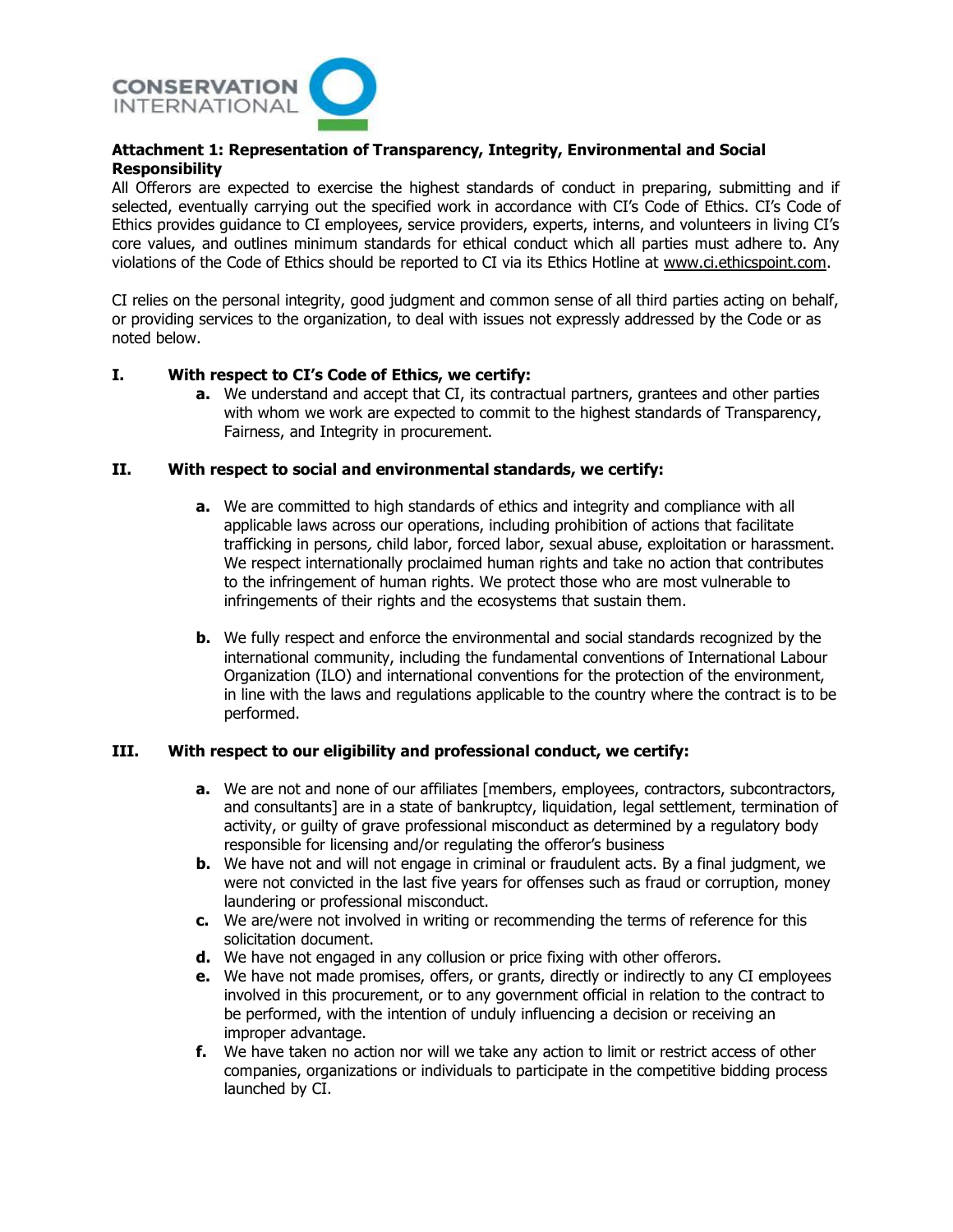**Attachment 1: Representation of Transparency, Integrity, Environmental and Social Responsibility**

All Offerors are expected to exercise the highest standards of conduct in preparing, submitting and if selected, eventually carrying out the specified work in accordance with CI's Code of Ethics. CI's Code of Ethics provides guidance to CI employees, service providers, experts, interns, and volunteers in living CI's core values, and outlines minimum standards for ethical conduct which all parties must adhere to. Any violations of the Code of Ethics should be reported to CI via its Ethics Hotline at www.ci.ethicspoint.com.

CI relies on the personal integrity, good judgment and common sense of all third parties acting on behalf, or providing services to the organization, to deal with issues not expressly addressed by the Code or as noted below.

**I. With respect to CI's Code of Ethics, we certify:**

- **a.** We understand and accept that CI, its contractual partners, grantees and other parties with whom we work are expected to commit to the highest standards of Transparency, Fairness, and Integrity in procurement.

**II. With respect to social and environmental standards, we certify:**

- **a.** We are committed to high standards of ethics and integrity and compliance with all applicable laws across our operations, including prohibition of actions that facilitate trafficking in persons, child labor, forced labor, sexual abuse, exploitation or harassment. We respect internationally proclaimed human rights and take no action that contributes to the infringement of human rights. We protect those who are most vulnerable to infringements of their rights and the ecosystems that sustain them.

- **b.** We fully respect and enforce the environmental and social standards recognized by the international community, including the fundamental conventions of International Labour Organization (ILO) and international conventions for the protection of the environment, in line with the laws and regulations applicable to the country where the contract is to be performed.

**III. With respect to our eligibility and professional conduct, we certify:**

- **a.** We are not and none of our affiliates [members, employees, contractors, subcontractors, and consultants] are in a state of bankruptcy, liquidation, legal settlement, termination of activity, or guilty of grave professional misconduct as determined by a regulatory body responsible for licensing and/or regulating the offeror's business
- **b.** We have not and will not engage in criminal or fraudulent acts. By a final judgment, we were not convicted in the last five years for offenses such as fraud or corruption, money laundering or professional misconduct.
- **c.** We are/were not involved in writing or recommending the terms of reference for this solicitation document.
- **d.** We have not engaged in any collusion or price fixing with other offerors.
- **e.** We have not made promises, offers, or grants, directly or indirectly to any CI employees involved in this procurement, or to any government official in relation to the contract to be performed, with the intention of unduly influencing a decision or receiving an improper advantage.
- **f.** We have taken no action nor will we take any action to limit or restrict access of other companies, organizations or individuals to participate in the competitive bidding process launched by CI.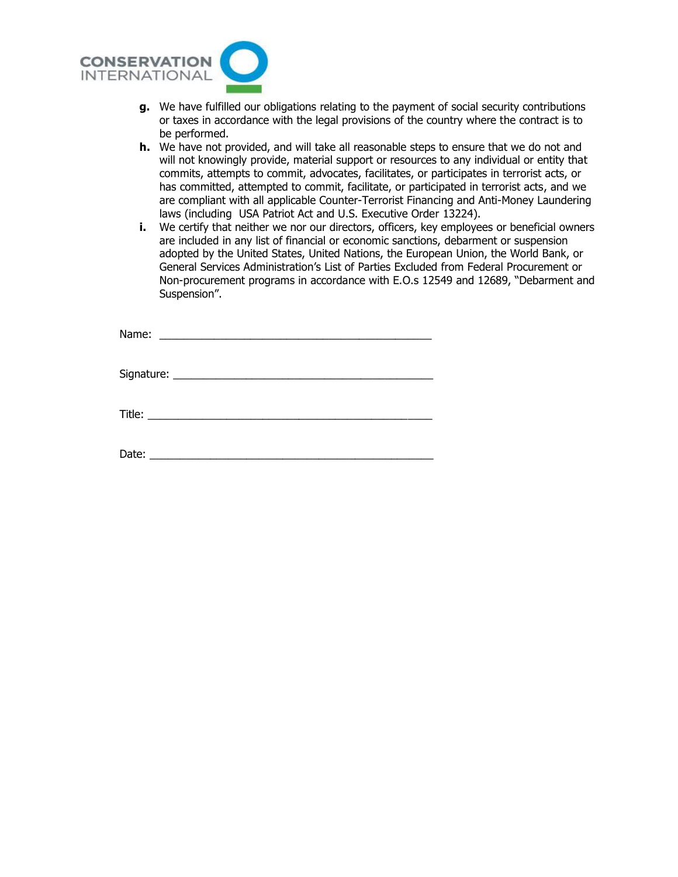- **g.** We have fulfilled our obligations relating to the payment of social security contributions or taxes in accordance with the legal provisions of the country where the contract is to be performed.
- **h.** We have not provided, and will take all reasonable steps to ensure that we do not and will not knowingly provide, material support or resources to any individual or entity that commits, attempts to commit, advocates, facilitates, or participates in terrorist acts, or has committed, attempted to commit, facilitate, or participated in terrorist acts, and we are compliant with all applicable Counter-Terrorist Financing and Anti-Money Laundering laws (including USA Patriot Act and U.S. Executive Order 13224).
- **i.** We certify that neither we nor our directors, officers, key employees or beneficial owners are included in any list of financial or economic sanctions, debarment or suspension adopted by the United States, United Nations, the European Union, the World Bank, or General Services Administration's List of Parties Excluded from Federal Procurement or Non-procurement programs in accordance with E.O.s 12549 and 12689, "Debarment and Suspension".

Name: ______________________________________________

Signature: ____________________________________________

Title: _______________________________________________

Date: _______________________________________________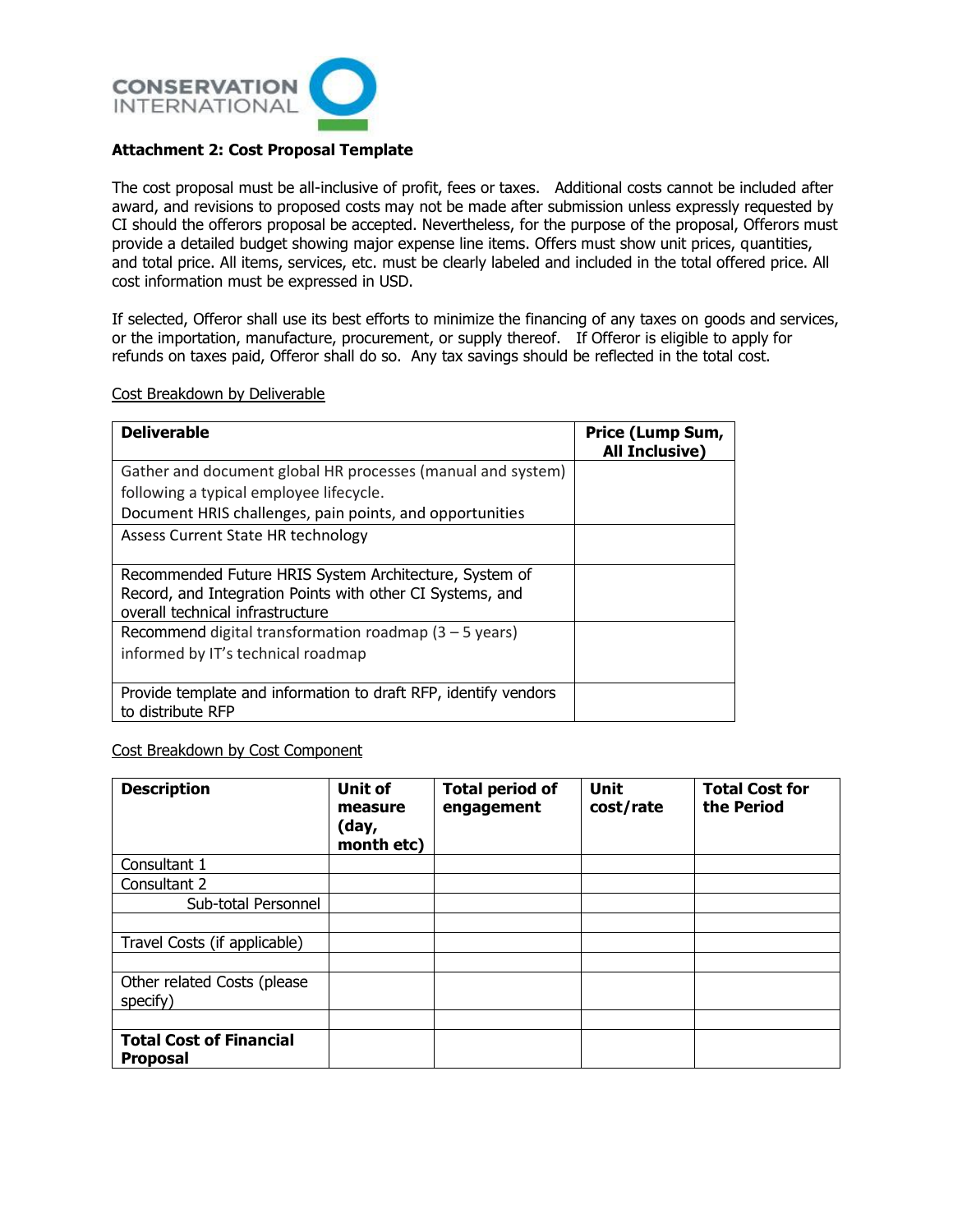### Attachment 2: Cost Proposal Template

The cost proposal must be all-inclusive of profit, fees or taxes. Additional costs cannot be included after award, and revisions to proposed costs may not be made after submission unless expressly requested by CI should the offerors proposal be accepted. Nevertheless, for the purpose of the proposal, Offerors must provide a detailed budget showing major expense line items. Offers must show unit prices, quantities, and total price. All items, services, etc. must be clearly labeled and included in the total offered price. All cost information must be expressed in USD.

If selected, Offeror shall use its best efforts to minimize the financing of any taxes on goods and services, or the importation, manufacture, procurement, or supply thereof. If Offeror is eligible to apply for refunds on taxes paid, Offeror shall do so. Any tax savings should be reflected in the total cost.

Cost Breakdown by Deliverable

| Deliverable | Price (Lump Sum, All Inclusive) |
|---|---|
| Gather and document global HR processes (manual and system) following a typical employee lifecycle.<br>Document HRIS challenges, pain points, and opportunities | |
| Assess Current State HR technology | |
| Recommended Future HRIS System Architecture, System of Record, and Integration Points with other CI Systems, and overall technical infrastructure | |
| Recommend digital transformation roadmap (3 – 5 years) informed by IT's technical roadmap | |
| Provide template and information to draft RFP, identify vendors to distribute RFP | |

Cost Breakdown by Cost Component

| Description | Unit of measure (day, month etc) | Total period of engagement | Unit cost/rate | Total Cost for the Period |
|---|---|---|---|---|
| Consultant 1 | | | | |
| Consultant 2 | | | | |
| Sub-total Personnel | | | | |
| | | | | |
| Travel Costs (if applicable) | | | | |
| | | | | |
| Other related Costs (please specify) | | | | |
| | | | | |
| **Total Cost of Financial Proposal** | | | | |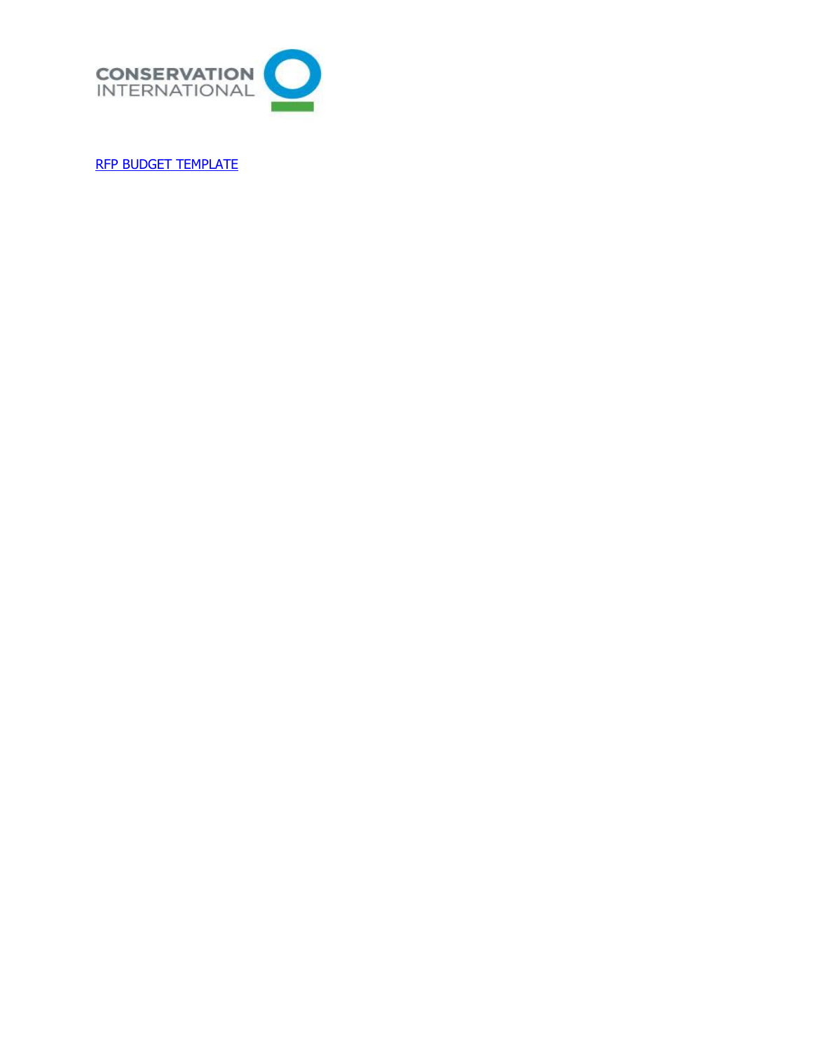CONSERVATION INTERNATIONAL

[RFP BUDGET TEMPLATE]